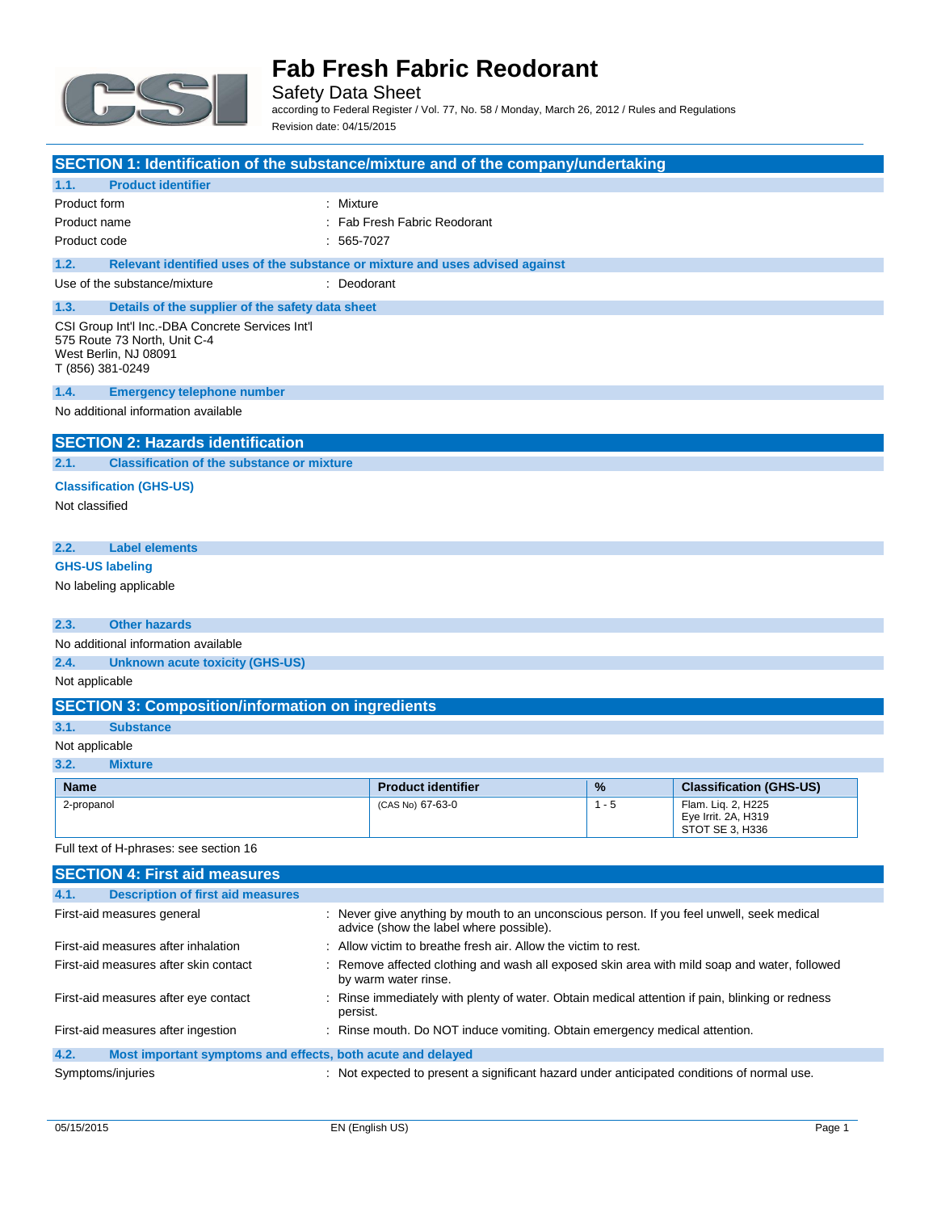# Fab Fresh Fabric Reodorant

Safety Data Sheet

according to Federal Register / Vol. 77, No. 58 / Monday, March 26, 2012 / Rules and Regulations

Revision date: 04/15/2015

## SECTION 1: Identification of the substance/mixture and of the company/undertaking

### 1.1. Product identifier

| | |
|---|---|
| Product form | : Mixture |
| Product name | : Fab Fresh Fabric Reodorant |
| Product code | : 565-7027 |

### 1.2. Relevant identified uses of the substance or mixture and uses advised against

| | |
|---|---|
| Use of the substance/mixture | : Deodorant |

### 1.3. Details of the supplier of the safety data sheet

CSI Group Int'l Inc.-DBA Concrete Services Int'l
575 Route 73 North, Unit C-4
West Berlin, NJ 08091
T (856) 381-0249

### 1.4. Emergency telephone number

No additional information available

## SECTION 2: Hazards identification

### 2.1. Classification of the substance or mixture

**Classification (GHS-US)**

Not classified

### 2.2. Label elements

**GHS-US labeling**

No labeling applicable

### 2.3. Other hazards

No additional information available

### 2.4. Unknown acute toxicity (GHS-US)

Not applicable

## SECTION 3: Composition/information on ingredients

### 3.1. Substance

Not applicable

### 3.2. Mixture

| Name | Product identifier | % | Classification (GHS-US) |
|---|---|---|---|
| 2-propanol | (CAS No) 67-63-0 | 1 - 5 | Flam. Liq. 2, H225<br>Eye Irrit. 2A, H319<br>STOT SE 3, H336 |

Full text of H-phrases: see section 16

## SECTION 4: First aid measures

### 4.1. Description of first aid measures

| | |
|---|---|
| First-aid measures general | : Never give anything by mouth to an unconscious person. If you feel unwell, seek medical advice (show the label where possible). |
| First-aid measures after inhalation | : Allow victim to breathe fresh air. Allow the victim to rest. |
| First-aid measures after skin contact | : Remove affected clothing and wash all exposed skin area with mild soap and water, followed by warm water rinse. |
| First-aid measures after eye contact | : Rinse immediately with plenty of water. Obtain medical attention if pain, blinking or redness persist. |
| First-aid measures after ingestion | : Rinse mouth. Do NOT induce vomiting. Obtain emergency medical attention. |

### 4.2. Most important symptoms and effects, both acute and delayed

| | |
|---|---|
| Symptoms/injuries | : Not expected to present a significant hazard under anticipated conditions of normal use. |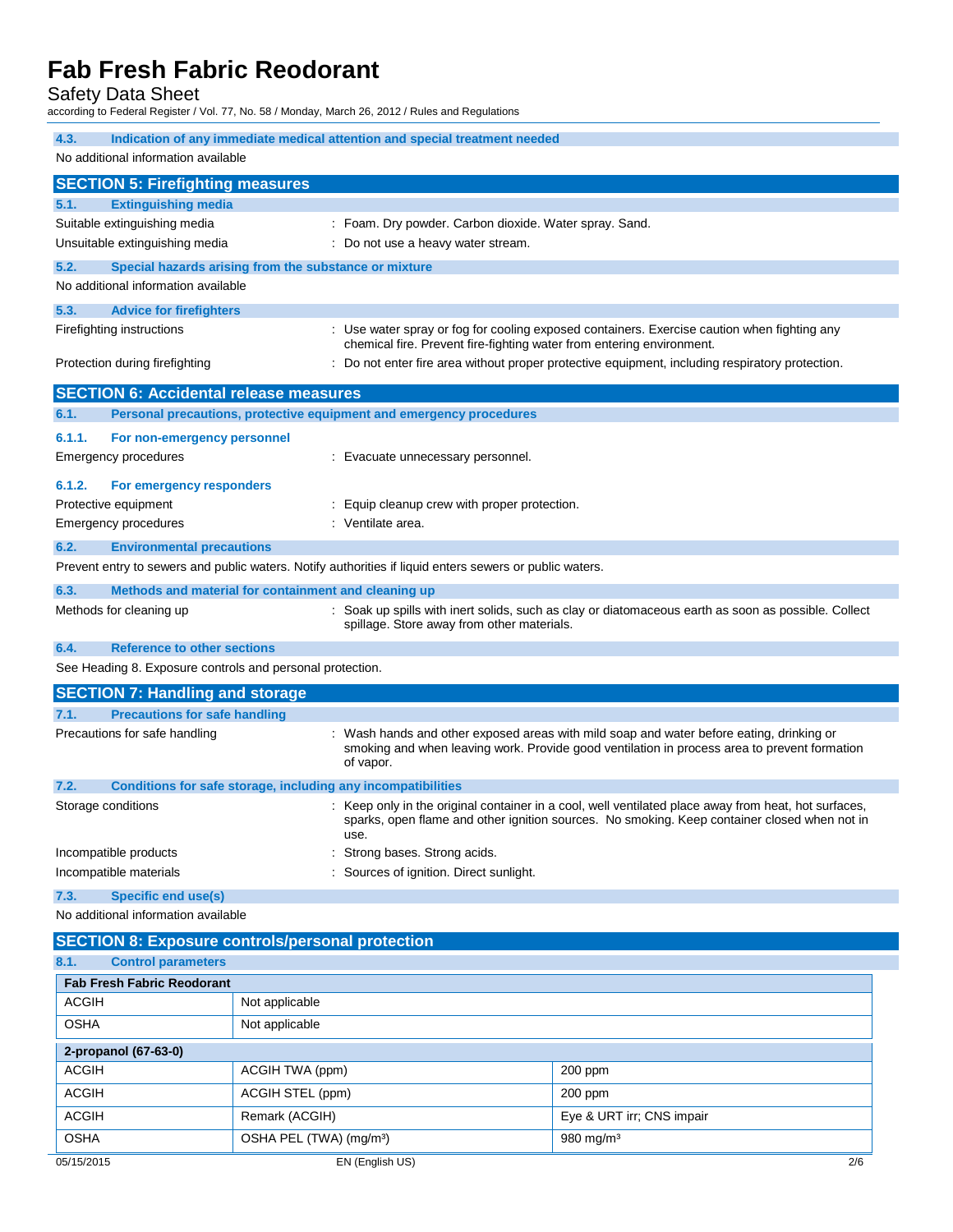### 4.3. Indication of any immediate medical attention and special treatment needed

No additional information available

## SECTION 5: Firefighting measures

### 5.1. Extinguishing media

Suitable extinguishing media : Foam. Dry powder. Carbon dioxide. Water spray. Sand.

Unsuitable extinguishing media : Do not use a heavy water stream.

### 5.2. Special hazards arising from the substance or mixture

No additional information available

### 5.3. Advice for firefighters

Firefighting instructions : Use water spray or fog for cooling exposed containers. Exercise caution when fighting any chemical fire. Prevent fire-fighting water from entering environment.

Protection during firefighting : Do not enter fire area without proper protective equipment, including respiratory protection.

## SECTION 6: Accidental release measures

### 6.1. Personal precautions, protective equipment and emergency procedures

#### 6.1.1. For non-emergency personnel

Emergency procedures : Evacuate unnecessary personnel.

#### 6.1.2. For emergency responders

Protective equipment : Equip cleanup crew with proper protection.

Emergency procedures : Ventilate area.

### 6.2. Environmental precautions

Prevent entry to sewers and public waters. Notify authorities if liquid enters sewers or public waters.

### 6.3. Methods and material for containment and cleaning up

Methods for cleaning up : Soak up spills with inert solids, such as clay or diatomaceous earth as soon as possible. Collect spillage. Store away from other materials.

### 6.4. Reference to other sections

See Heading 8. Exposure controls and personal protection.

## SECTION 7: Handling and storage

### 7.1. Precautions for safe handling

Precautions for safe handling : Wash hands and other exposed areas with mild soap and water before eating, drinking or smoking and when leaving work. Provide good ventilation in process area to prevent formation of vapor.

### 7.2. Conditions for safe storage, including any incompatibilities

Storage conditions : Keep only in the original container in a cool, well ventilated place away from heat, hot surfaces, sparks, open flame and other ignition sources. No smoking. Keep container closed when not in use.

Incompatible products : Strong bases. Strong acids.

Incompatible materials : Sources of ignition. Direct sunlight.

### 7.3. Specific end use(s)

No additional information available

## SECTION 8: Exposure controls/personal protection

### 8.1. Control parameters

| Fab Fresh Fabric Reodorant | | |
|---|---|---|
| ACGIH | Not applicable | |
| OSHA | Not applicable | |

| 2-propanol (67-63-0) | | |
|---|---|---|
| ACGIH | ACGIH TWA (ppm) | 200 ppm |
| ACGIH | ACGIH STEL (ppm) | 200 ppm |
| ACGIH | Remark (ACGIH) | Eye & URT irr; CNS impair |
| OSHA | OSHA PEL (TWA) (mg/m³) | 980 mg/m³ |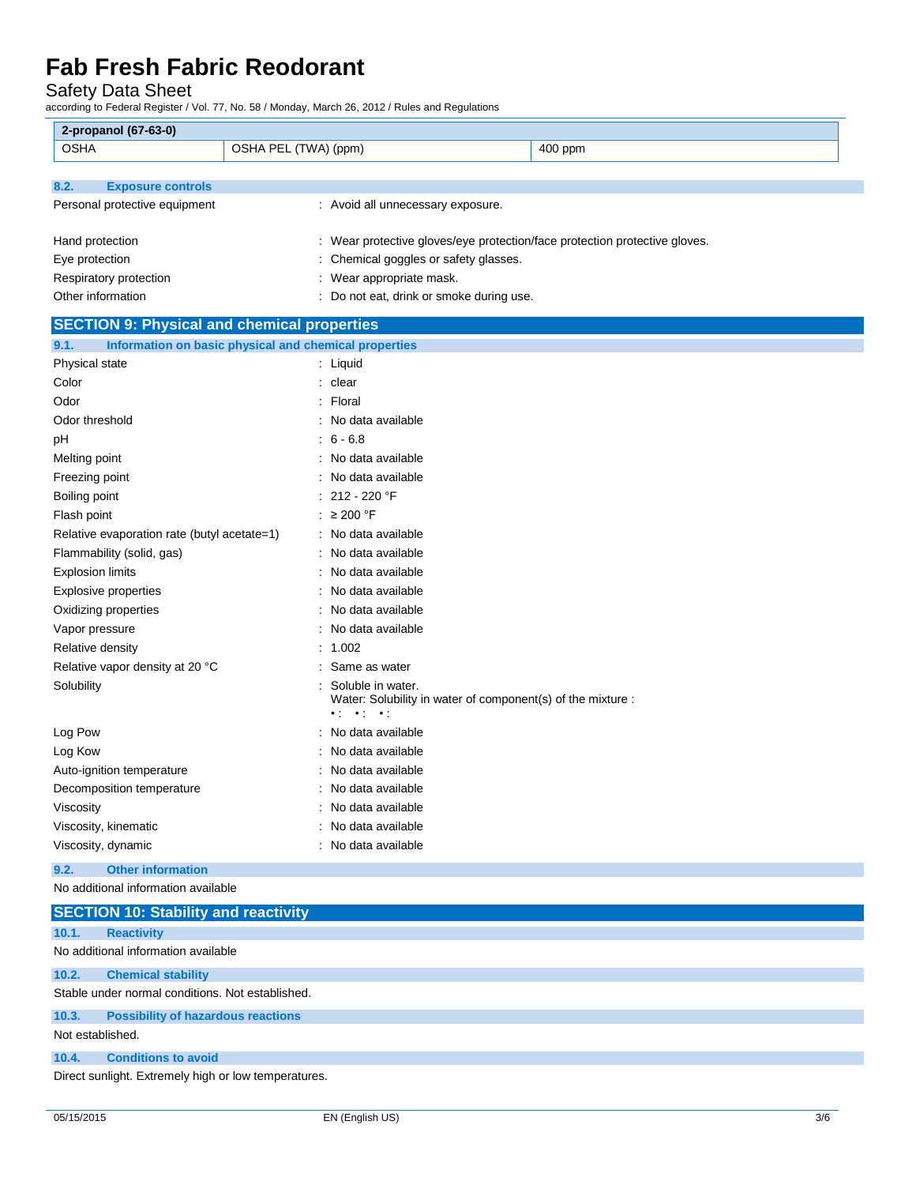| 2-propanol (67-63-0) | | |
|---|---|---|
| OSHA | OSHA PEL (TWA) (ppm) | 400 ppm |

### 8.2. Exposure controls

Personal protective equipment : Avoid all unnecessary exposure.

Hand protection : Wear protective gloves/eye protection/face protection protective gloves.

Eye protection : Chemical goggles or safety glasses.

Respiratory protection : Wear appropriate mask.

Other information : Do not eat, drink or smoke during use.

## SECTION 9: Physical and chemical properties

### 9.1. Information on basic physical and chemical properties

Physical state : Liquid

Color : clear

Odor : Floral

Odor threshold : No data available

pH : 6 - 6.8

Melting point : No data available

Freezing point : No data available

Boiling point : 212 - 220 °F

Flash point : ≥ 200 °F

Relative evaporation rate (butyl acetate=1) : No data available

Flammability (solid, gas) : No data available

Explosion limits : No data available

Explosive properties : No data available

Oxidizing properties : No data available

Vapor pressure : No data available

Relative density : 1.002

Relative vapor density at 20 °C : Same as water

Solubility : Soluble in water.
Water: Solubility in water of component(s) of the mixture :
• : • : • :

Log Pow : No data available

Log Kow : No data available

Auto-ignition temperature : No data available

Decomposition temperature : No data available

Viscosity : No data available

Viscosity, kinematic : No data available

Viscosity, dynamic : No data available

### 9.2. Other information

No additional information available

## SECTION 10: Stability and reactivity

### 10.1. Reactivity

No additional information available

### 10.2. Chemical stability

Stable under normal conditions. Not established.

### 10.3. Possibility of hazardous reactions

Not established.

### 10.4. Conditions to avoid

Direct sunlight. Extremely high or low temperatures.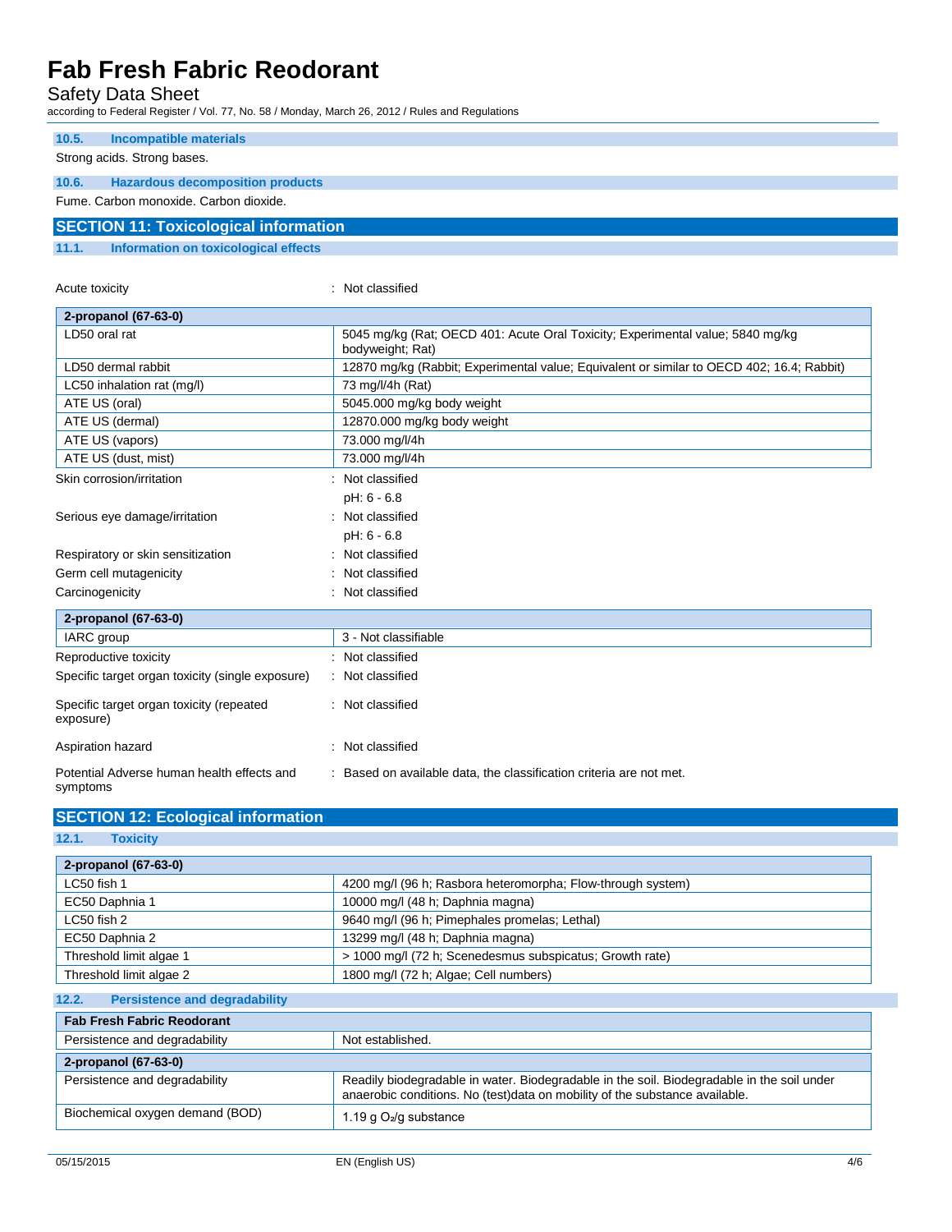### 10.5. Incompatible materials

Strong acids. Strong bases.

### 10.6. Hazardous decomposition products

Fume. Carbon monoxide. Carbon dioxide.

## SECTION 11: Toxicological information

### 11.1. Information on toxicological effects

Acute toxicity : Not classified

| 2-propanol (67-63-0) | |
|---|---|
| LD50 oral rat | 5045 mg/kg (Rat; OECD 401: Acute Oral Toxicity; Experimental value; 5840 mg/kg bodyweight; Rat) |
| LD50 dermal rabbit | 12870 mg/kg (Rabbit; Experimental value; Equivalent or similar to OECD 402; 16.4; Rabbit) |
| LC50 inhalation rat (mg/l) | 73 mg/l/4h (Rat) |
| ATE US (oral) | 5045.000 mg/kg body weight |
| ATE US (dermal) | 12870.000 mg/kg body weight |
| ATE US (vapors) | 73.000 mg/l/4h |
| ATE US (dust, mist) | 73.000 mg/l/4h |

Skin corrosion/irritation : Not classified

pH: 6 - 6.8

Serious eye damage/irritation : Not classified

pH: 6 - 6.8

Respiratory or skin sensitization : Not classified

Germ cell mutagenicity : Not classified

Carcinogenicity : Not classified

| 2-propanol (67-63-0) | |
|---|---|
| IARC group | 3 - Not classifiable |

Reproductive toxicity : Not classified

Specific target organ toxicity (single exposure) : Not classified

Specific target organ toxicity (repeated exposure) : Not classified

Aspiration hazard : Not classified

Potential Adverse human health effects and symptoms : Based on available data, the classification criteria are not met.

## SECTION 12: Ecological information

### 12.1. Toxicity

| 2-propanol (67-63-0) | |
|---|---|
| LC50 fish 1 | 4200 mg/l (96 h; Rasbora heteromorpha; Flow-through system) |
| EC50 Daphnia 1 | 10000 mg/l (48 h; Daphnia magna) |
| LC50 fish 2 | 9640 mg/l (96 h; Pimephales promelas; Lethal) |
| EC50 Daphnia 2 | 13299 mg/l (48 h; Daphnia magna) |
| Threshold limit algae 1 | > 1000 mg/l (72 h; Scenedesmus subspicatus; Growth rate) |
| Threshold limit algae 2 | 1800 mg/l (72 h; Algae; Cell numbers) |

### 12.2. Persistence and degradability

| Fab Fresh Fabric Reodorant | |
|---|---|
| Persistence and degradability | Not established. |
| **2-propanol (67-63-0)** | |
| Persistence and degradability | Readily biodegradable in water. Biodegradable in the soil. Biodegradable in the soil under anaerobic conditions. No (test)data on mobility of the substance available. |
| Biochemical oxygen demand (BOD) | 1.19 g $O_2$/g substance |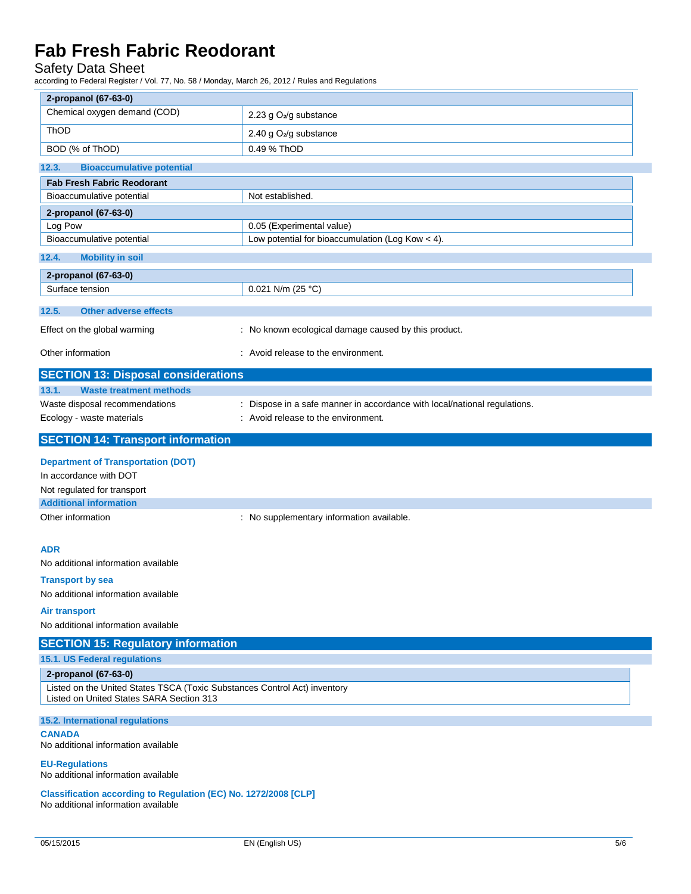| 2-propanol (67-63-0) | |
|---|---|
| Chemical oxygen demand (COD) | 2.23 g $O_2$/g substance |
| ThOD | 2.40 g $O_2$/g substance |
| BOD (% of ThOD) | 0.49 % ThOD |

### 12.3. Bioaccumulative potential

| Fab Fresh Fabric Reodorant | |
|---|---|
| Bioaccumulative potential | Not established. |

| 2-propanol (67-63-0) | |
|---|---|
| Log Pow | 0.05 (Experimental value) |
| Bioaccumulative potential | Low potential for bioaccumulation (Log Kow < 4). |

### 12.4. Mobility in soil

| 2-propanol (67-63-0) | |
|---|---|
| Surface tension | 0.021 N/m (25 °C) |

### 12.5. Other adverse effects

Effect on the global warming : No known ecological damage caused by this product.

Other information : Avoid release to the environment.

## SECTION 13: Disposal considerations

### 13.1. Waste treatment methods

Waste disposal recommendations : Dispose in a safe manner in accordance with local/national regulations.

Ecology - waste materials : Avoid release to the environment.

## SECTION 14: Transport information

**Department of Transportation (DOT)**

In accordance with DOT

Not regulated for transport

**Additional information**

Other information : No supplementary information available.

**ADR**

No additional information available

**Transport by sea**

No additional information available

**Air transport**

No additional information available

## SECTION 15: Regulatory information

### 15.1. US Federal regulations

| 2-propanol (67-63-0) |
|---|
| Listed on the United States TSCA (Toxic Substances Control Act) inventory<br>Listed on United States SARA Section 313 |

### 15.2. International regulations

**CANADA**

No additional information available

**EU-Regulations**

No additional information available

**Classification according to Regulation (EC) No. 1272/2008 [CLP]**

No additional information available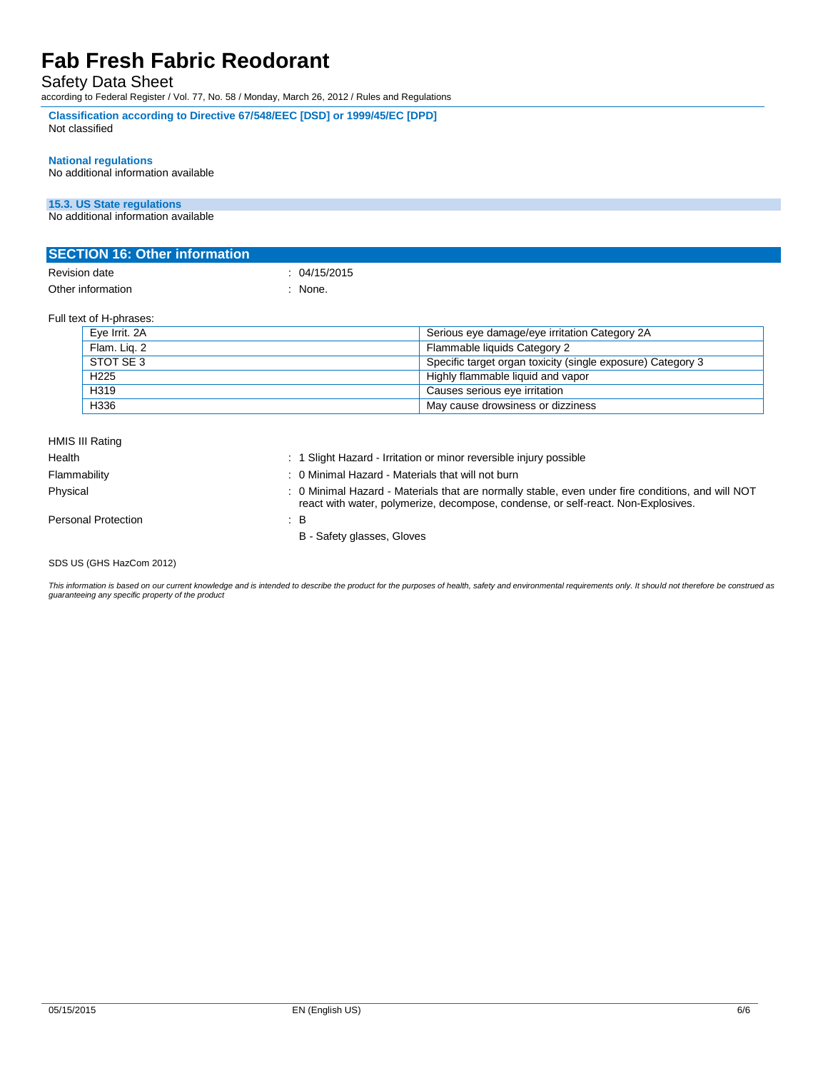**Classification according to Directive 67/548/EEC [DSD] or 1999/45/EC [DPD]**

Not classified

**National regulations**

No additional information available

### 15.3. US State regulations

No additional information available

## SECTION 16: Other information

Revision date : 04/15/2015

Other information : None.

Full text of H-phrases:

| | |
|---|---|
| Eye Irrit. 2A | Serious eye damage/eye irritation Category 2A |
| Flam. Liq. 2 | Flammable liquids Category 2 |
| STOT SE 3 | Specific target organ toxicity (single exposure) Category 3 |
| H225 | Highly flammable liquid and vapor |
| H319 | Causes serious eye irritation |
| H336 | May cause drowsiness or dizziness |

HMIS III Rating

Health : 1 Slight Hazard - Irritation or minor reversible injury possible

Flammability : 0 Minimal Hazard - Materials that will not burn

Physical : 0 Minimal Hazard - Materials that are normally stable, even under fire conditions, and will NOT react with water, polymerize, decompose, condense, or self-react. Non-Explosives.

Personal Protection : B

B - Safety glasses, Gloves

SDS US (GHS HazCom 2012)

*This information is based on our current knowledge and is intended to describe the product for the purposes of health, safety and environmental requirements only. It should not therefore be construed as guaranteeing any specific property of the product*